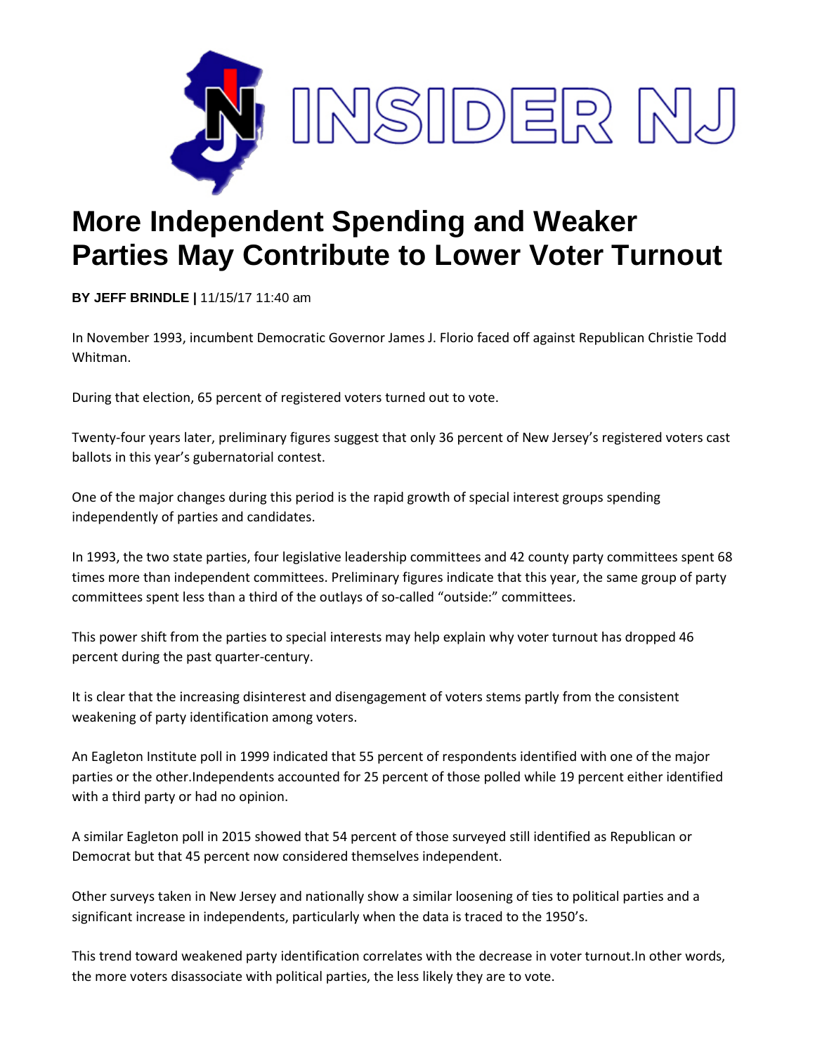INSIDER NJ

# More Independent Spending and Weaker Parties May Contribute to Lower Voter Turnout

**BY JEFF BRINDLE |** 11/15/17 11:40 am

In November 1993, incumbent Democratic Governor James J. Florio faced off against Republican Christie Todd Whitman.

During that election, 65 percent of registered voters turned out to vote.

Twenty-four years later, preliminary figures suggest that only 36 percent of New Jersey's registered voters cast ballots in this year's gubernatorial contest.

One of the major changes during this period is the rapid growth of special interest groups spending independently of parties and candidates.

In 1993, the two state parties, four legislative leadership committees and 42 county party committees spent 68 times more than independent committees. Preliminary figures indicate that this year, the same group of party committees spent less than a third of the outlays of so-called "outside:" committees.

This power shift from the parties to special interests may help explain why voter turnout has dropped 46 percent during the past quarter-century.

It is clear that the increasing disinterest and disengagement of voters stems partly from the consistent weakening of party identification among voters.

An Eagleton Institute poll in 1999 indicated that 55 percent of respondents identified with one of the major parties or the other.Independents accounted for 25 percent of those polled while 19 percent either identified with a third party or had no opinion.

A similar Eagleton poll in 2015 showed that 54 percent of those surveyed still identified as Republican or Democrat but that 45 percent now considered themselves independent.

Other surveys taken in New Jersey and nationally show a similar loosening of ties to political parties and a significant increase in independents, particularly when the data is traced to the 1950's.

This trend toward weakened party identification correlates with the decrease in voter turnout.In other words, the more voters disassociate with political parties, the less likely they are to vote.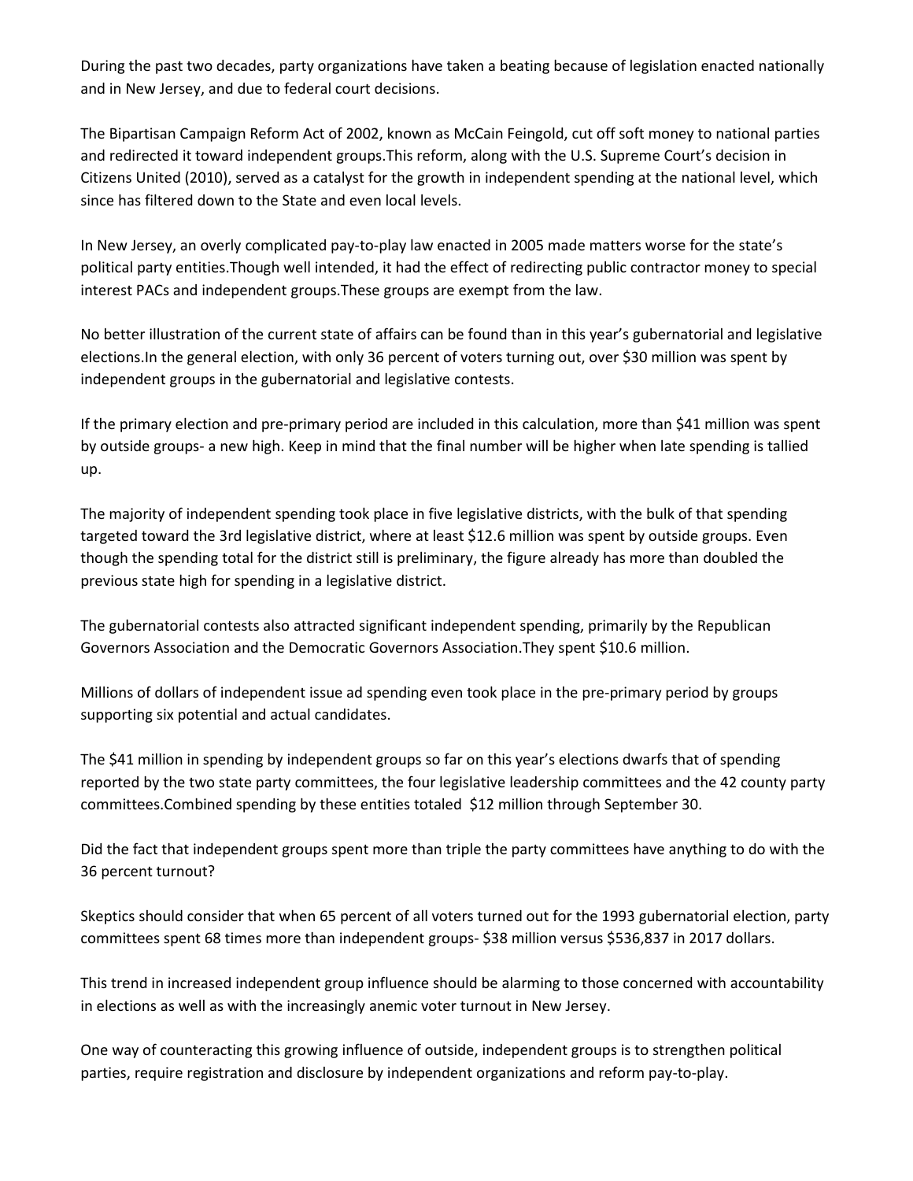During the past two decades, party organizations have taken a beating because of legislation enacted nationally and in New Jersey, and due to federal court decisions.

The Bipartisan Campaign Reform Act of 2002, known as McCain Feingold, cut off soft money to national parties and redirected it toward independent groups.This reform, along with the U.S. Supreme Court's decision in Citizens United (2010), served as a catalyst for the growth in independent spending at the national level, which since has filtered down to the State and even local levels.

In New Jersey, an overly complicated pay-to-play law enacted in 2005 made matters worse for the state's political party entities.Though well intended, it had the effect of redirecting public contractor money to special interest PACs and independent groups.These groups are exempt from the law.

No better illustration of the current state of affairs can be found than in this year's gubernatorial and legislative elections.In the general election, with only 36 percent of voters turning out, over $30 million was spent by independent groups in the gubernatorial and legislative contests.

If the primary election and pre-primary period are included in this calculation, more than $41 million was spent by outside groups- a new high. Keep in mind that the final number will be higher when late spending is tallied up.

The majority of independent spending took place in five legislative districts, with the bulk of that spending targeted toward the 3rd legislative district, where at least $12.6 million was spent by outside groups. Even though the spending total for the district still is preliminary, the figure already has more than doubled the previous state high for spending in a legislative district.

The gubernatorial contests also attracted significant independent spending, primarily by the Republican Governors Association and the Democratic Governors Association.They spent $10.6 million.

Millions of dollars of independent issue ad spending even took place in the pre-primary period by groups supporting six potential and actual candidates.

The $41 million in spending by independent groups so far on this year's elections dwarfs that of spending reported by the two state party committees, the four legislative leadership committees and the 42 county party committees.Combined spending by these entities totaled $12 million through September 30.

Did the fact that independent groups spent more than triple the party committees have anything to do with the 36 percent turnout?

Skeptics should consider that when 65 percent of all voters turned out for the 1993 gubernatorial election, party committees spent 68 times more than independent groups- $38 million versus $536,837 in 2017 dollars.

This trend in increased independent group influence should be alarming to those concerned with accountability in elections as well as with the increasingly anemic voter turnout in New Jersey.

One way of counteracting this growing influence of outside, independent groups is to strengthen political parties, require registration and disclosure by independent organizations and reform pay-to-play.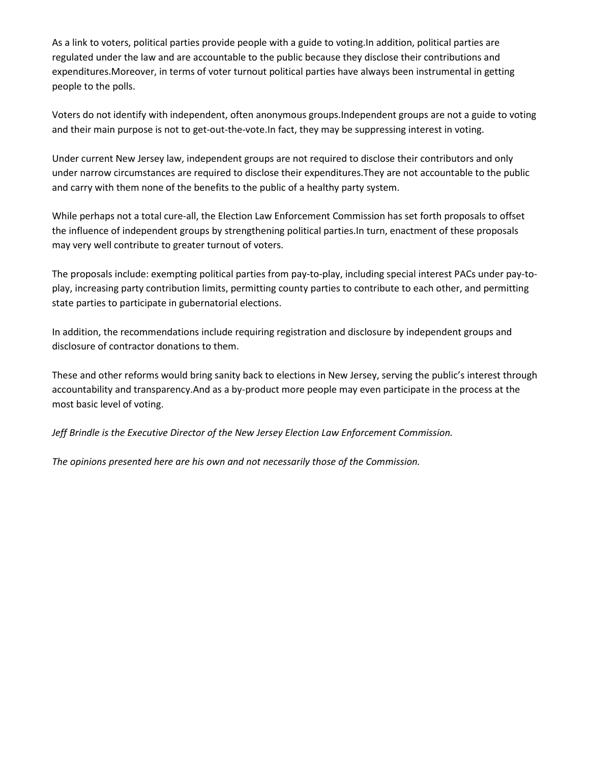As a link to voters, political parties provide people with a guide to voting.In addition, political parties are regulated under the law and are accountable to the public because they disclose their contributions and expenditures.Moreover, in terms of voter turnout political parties have always been instrumental in getting people to the polls.

Voters do not identify with independent, often anonymous groups.Independent groups are not a guide to voting and their main purpose is not to get-out-the-vote.In fact, they may be suppressing interest in voting.

Under current New Jersey law, independent groups are not required to disclose their contributors and only under narrow circumstances are required to disclose their expenditures.They are not accountable to the public and carry with them none of the benefits to the public of a healthy party system.

While perhaps not a total cure-all, the Election Law Enforcement Commission has set forth proposals to offset the influence of independent groups by strengthening political parties.In turn, enactment of these proposals may very well contribute to greater turnout of voters.

The proposals include: exempting political parties from pay-to-play, including special interest PACs under pay-to-play, increasing party contribution limits, permitting county parties to contribute to each other, and permitting state parties to participate in gubernatorial elections.

In addition, the recommendations include requiring registration and disclosure by independent groups and disclosure of contractor donations to them.

These and other reforms would bring sanity back to elections in New Jersey, serving the public's interest through accountability and transparency.And as a by-product more people may even participate in the process at the most basic level of voting.

*Jeff Brindle is the Executive Director of the New Jersey Election Law Enforcement Commission.*

*The opinions presented here are his own and not necessarily those of the Commission.*